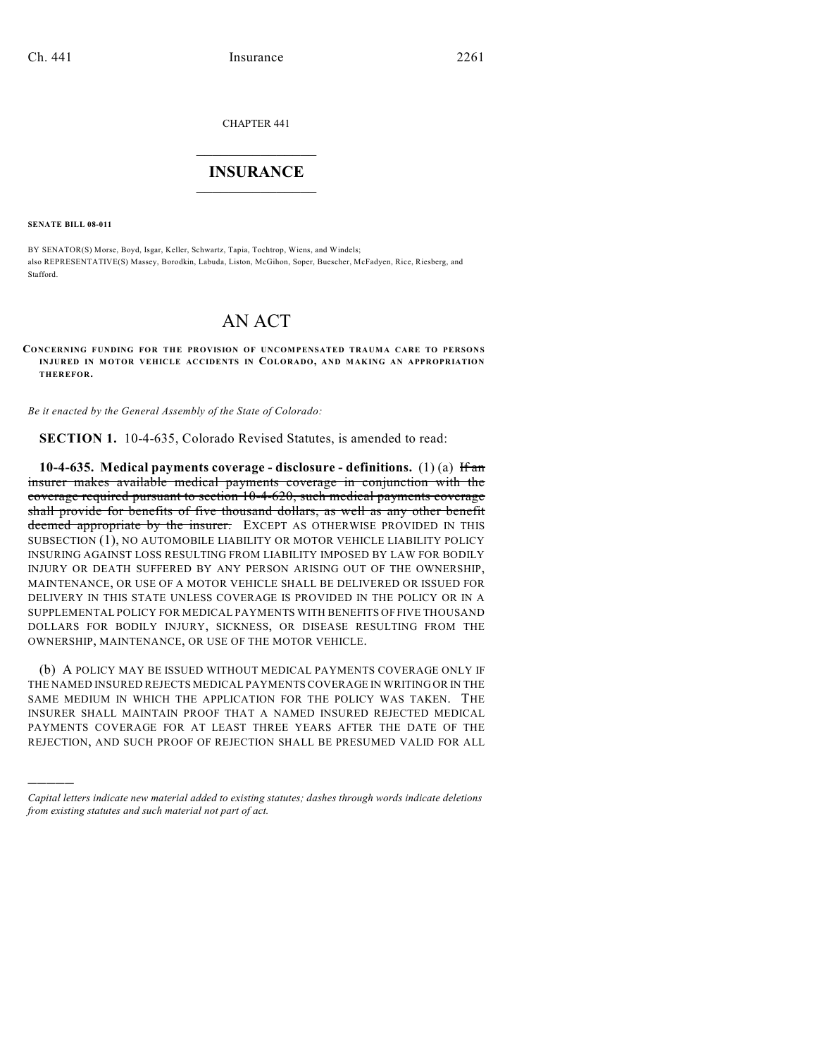CHAPTER 441

# INSURANCE

**SENATE BILL 08-011**

BY SENATOR(S) Morse, Boyd, Isgar, Keller, Schwartz, Tapia, Tochtrop, Wiens, and Windels;
also REPRESENTATIVE(S) Massey, Borodkin, Labuda, Liston, McGihon, Soper, Buescher, McFadyen, Rice, Riesberg, and Stafford.

# AN ACT

**CONCERNING FUNDING FOR THE PROVISION OF UNCOMPENSATED TRAUMA CARE TO PERSONS INJURED IN MOTOR VEHICLE ACCIDENTS IN COLORADO, AND MAKING AN APPROPRIATION THEREFOR.**

*Be it enacted by the General Assembly of the State of Colorado:*

**SECTION 1.** 10-4-635, Colorado Revised Statutes, is amended to read:

**10-4-635. Medical payments coverage - disclosure - definitions.** (1) (a) ~~If an insurer makes available medical payments coverage in conjunction with the coverage required pursuant to section 10-4-620, such medical payments coverage shall provide for benefits of five thousand dollars, as well as any other benefit deemed appropriate by the insurer.~~ EXCEPT AS OTHERWISE PROVIDED IN THIS SUBSECTION (1), NO AUTOMOBILE LIABILITY OR MOTOR VEHICLE LIABILITY POLICY INSURING AGAINST LOSS RESULTING FROM LIABILITY IMPOSED BY LAW FOR BODILY INJURY OR DEATH SUFFERED BY ANY PERSON ARISING OUT OF THE OWNERSHIP, MAINTENANCE, OR USE OF A MOTOR VEHICLE SHALL BE DELIVERED OR ISSUED FOR DELIVERY IN THIS STATE UNLESS COVERAGE IS PROVIDED IN THE POLICY OR IN A SUPPLEMENTAL POLICY FOR MEDICAL PAYMENTS WITH BENEFITS OF FIVE THOUSAND DOLLARS FOR BODILY INJURY, SICKNESS, OR DISEASE RESULTING FROM THE OWNERSHIP, MAINTENANCE, OR USE OF THE MOTOR VEHICLE.

(b) A POLICY MAY BE ISSUED WITHOUT MEDICAL PAYMENTS COVERAGE ONLY IF THE NAMED INSURED REJECTS MEDICAL PAYMENTS COVERAGE IN WRITING OR IN THE SAME MEDIUM IN WHICH THE APPLICATION FOR THE POLICY WAS TAKEN. THE INSURER SHALL MAINTAIN PROOF THAT A NAMED INSURED REJECTED MEDICAL PAYMENTS COVERAGE FOR AT LEAST THREE YEARS AFTER THE DATE OF THE REJECTION, AND SUCH PROOF OF REJECTION SHALL BE PRESUMED VALID FOR ALL

---

*Capital letters indicate new material added to existing statutes; dashes through words indicate deletions from existing statutes and such material not part of act.*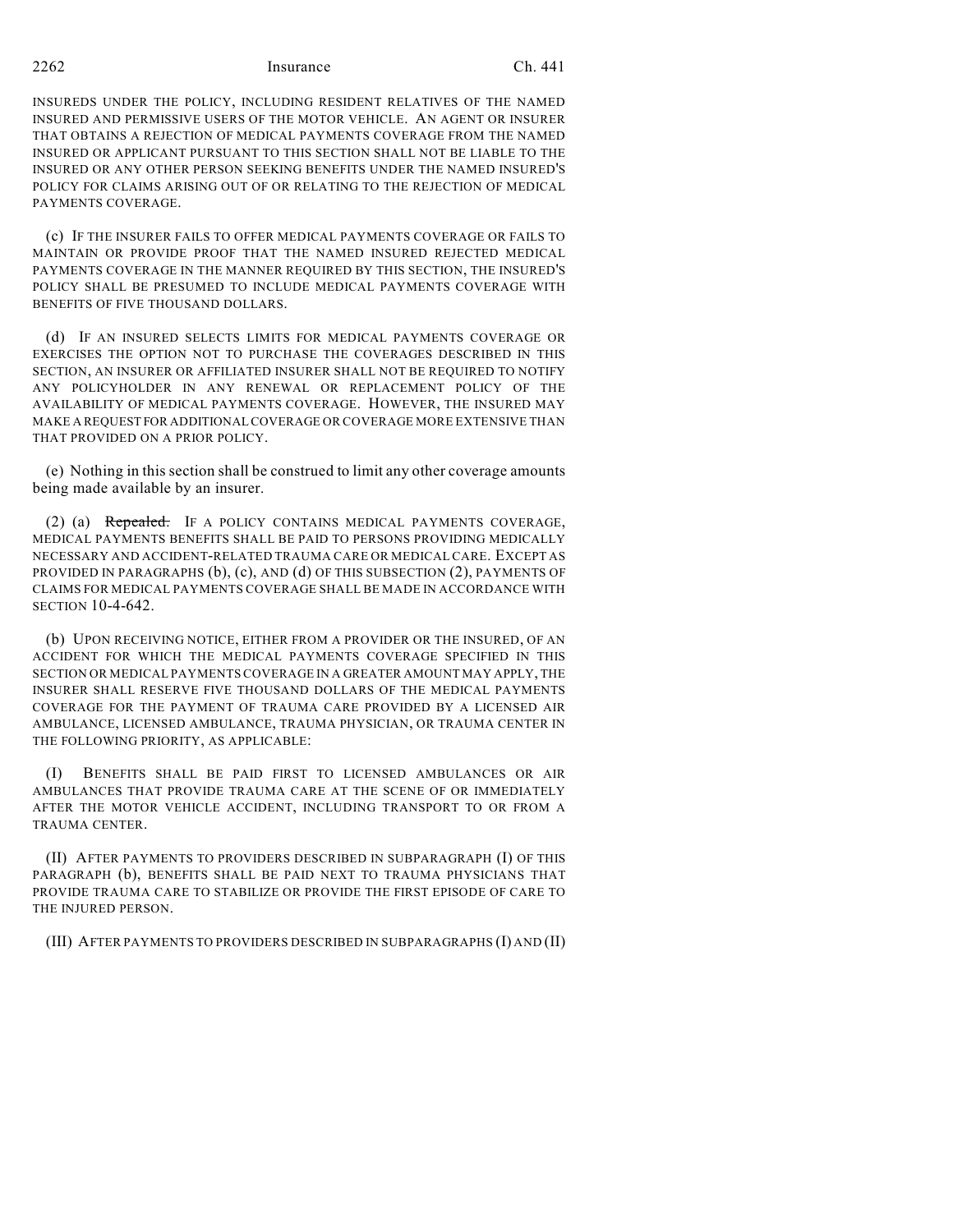INSUREDS UNDER THE POLICY, INCLUDING RESIDENT RELATIVES OF THE NAMED INSURED AND PERMISSIVE USERS OF THE MOTOR VEHICLE. AN AGENT OR INSURER THAT OBTAINS A REJECTION OF MEDICAL PAYMENTS COVERAGE FROM THE NAMED INSURED OR APPLICANT PURSUANT TO THIS SECTION SHALL NOT BE LIABLE TO THE INSURED OR ANY OTHER PERSON SEEKING BENEFITS UNDER THE NAMED INSURED'S POLICY FOR CLAIMS ARISING OUT OF OR RELATING TO THE REJECTION OF MEDICAL PAYMENTS COVERAGE.

(c) IF THE INSURER FAILS TO OFFER MEDICAL PAYMENTS COVERAGE OR FAILS TO MAINTAIN OR PROVIDE PROOF THAT THE NAMED INSURED REJECTED MEDICAL PAYMENTS COVERAGE IN THE MANNER REQUIRED BY THIS SECTION, THE INSURED'S POLICY SHALL BE PRESUMED TO INCLUDE MEDICAL PAYMENTS COVERAGE WITH BENEFITS OF FIVE THOUSAND DOLLARS.

(d) IF AN INSURED SELECTS LIMITS FOR MEDICAL PAYMENTS COVERAGE OR EXERCISES THE OPTION NOT TO PURCHASE THE COVERAGES DESCRIBED IN THIS SECTION, AN INSURER OR AFFILIATED INSURER SHALL NOT BE REQUIRED TO NOTIFY ANY POLICYHOLDER IN ANY RENEWAL OR REPLACEMENT POLICY OF THE AVAILABILITY OF MEDICAL PAYMENTS COVERAGE. HOWEVER, THE INSURED MAY MAKE A REQUEST FOR ADDITIONAL COVERAGE OR COVERAGE MORE EXTENSIVE THAN THAT PROVIDED ON A PRIOR POLICY.

(e) Nothing in this section shall be construed to limit any other coverage amounts being made available by an insurer.

(2) (a) ~~Repealed.~~ IF A POLICY CONTAINS MEDICAL PAYMENTS COVERAGE, MEDICAL PAYMENTS BENEFITS SHALL BE PAID TO PERSONS PROVIDING MEDICALLY NECESSARY AND ACCIDENT-RELATED TRAUMA CARE OR MEDICAL CARE. EXCEPT AS PROVIDED IN PARAGRAPHS (b), (c), AND (d) OF THIS SUBSECTION (2), PAYMENTS OF CLAIMS FOR MEDICAL PAYMENTS COVERAGE SHALL BE MADE IN ACCORDANCE WITH SECTION 10-4-642.

(b) UPON RECEIVING NOTICE, EITHER FROM A PROVIDER OR THE INSURED, OF AN ACCIDENT FOR WHICH THE MEDICAL PAYMENTS COVERAGE SPECIFIED IN THIS SECTION OR MEDICAL PAYMENTS COVERAGE IN A GREATER AMOUNT MAY APPLY, THE INSURER SHALL RESERVE FIVE THOUSAND DOLLARS OF THE MEDICAL PAYMENTS COVERAGE FOR THE PAYMENT OF TRAUMA CARE PROVIDED BY A LICENSED AIR AMBULANCE, LICENSED AMBULANCE, TRAUMA PHYSICIAN, OR TRAUMA CENTER IN THE FOLLOWING PRIORITY, AS APPLICABLE:

(I) BENEFITS SHALL BE PAID FIRST TO LICENSED AMBULANCES OR AIR AMBULANCES THAT PROVIDE TRAUMA CARE AT THE SCENE OF OR IMMEDIATELY AFTER THE MOTOR VEHICLE ACCIDENT, INCLUDING TRANSPORT TO OR FROM A TRAUMA CENTER.

(II) AFTER PAYMENTS TO PROVIDERS DESCRIBED IN SUBPARAGRAPH (I) OF THIS PARAGRAPH (b), BENEFITS SHALL BE PAID NEXT TO TRAUMA PHYSICIANS THAT PROVIDE TRAUMA CARE TO STABILIZE OR PROVIDE THE FIRST EPISODE OF CARE TO THE INJURED PERSON.

(III) AFTER PAYMENTS TO PROVIDERS DESCRIBED IN SUBPARAGRAPHS (I) AND (II)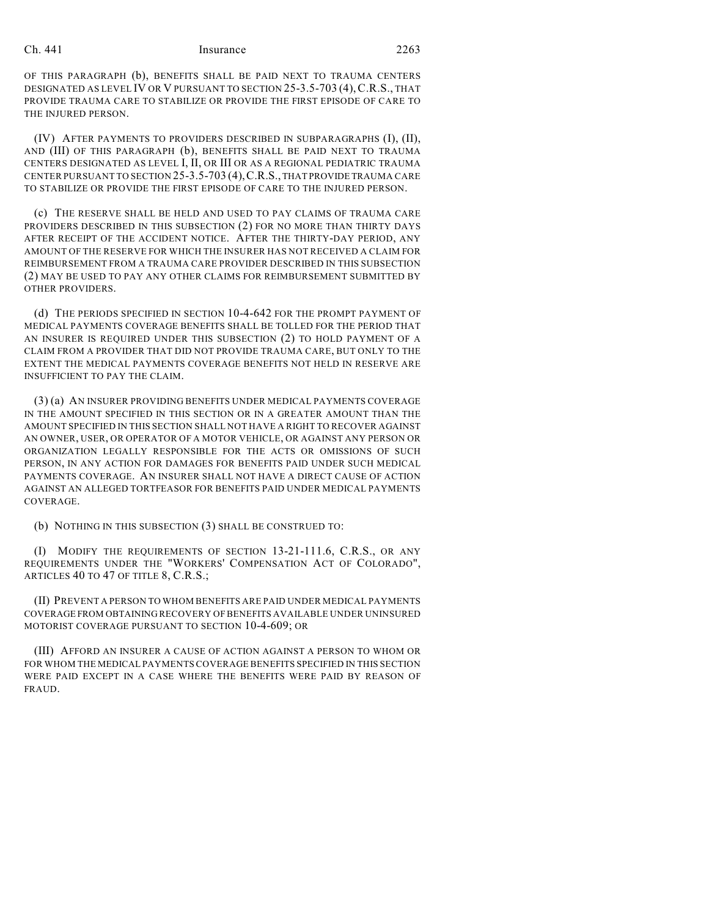OF THIS PARAGRAPH (b), BENEFITS SHALL BE PAID NEXT TO TRAUMA CENTERS DESIGNATED AS LEVEL IV OR V PURSUANT TO SECTION 25-3.5-703 (4), C.R.S., THAT PROVIDE TRAUMA CARE TO STABILIZE OR PROVIDE THE FIRST EPISODE OF CARE TO THE INJURED PERSON.

(IV) AFTER PAYMENTS TO PROVIDERS DESCRIBED IN SUBPARAGRAPHS (I), (II), AND (III) OF THIS PARAGRAPH (b), BENEFITS SHALL BE PAID NEXT TO TRAUMA CENTERS DESIGNATED AS LEVEL I, II, OR III OR AS A REGIONAL PEDIATRIC TRAUMA CENTER PURSUANT TO SECTION 25-3.5-703 (4), C.R.S., THAT PROVIDE TRAUMA CARE TO STABILIZE OR PROVIDE THE FIRST EPISODE OF CARE TO THE INJURED PERSON.

(c) THE RESERVE SHALL BE HELD AND USED TO PAY CLAIMS OF TRAUMA CARE PROVIDERS DESCRIBED IN THIS SUBSECTION (2) FOR NO MORE THAN THIRTY DAYS AFTER RECEIPT OF THE ACCIDENT NOTICE. AFTER THE THIRTY-DAY PERIOD, ANY AMOUNT OF THE RESERVE FOR WHICH THE INSURER HAS NOT RECEIVED A CLAIM FOR REIMBURSEMENT FROM A TRAUMA CARE PROVIDER DESCRIBED IN THIS SUBSECTION (2) MAY BE USED TO PAY ANY OTHER CLAIMS FOR REIMBURSEMENT SUBMITTED BY OTHER PROVIDERS.

(d) THE PERIODS SPECIFIED IN SECTION 10-4-642 FOR THE PROMPT PAYMENT OF MEDICAL PAYMENTS COVERAGE BENEFITS SHALL BE TOLLED FOR THE PERIOD THAT AN INSURER IS REQUIRED UNDER THIS SUBSECTION (2) TO HOLD PAYMENT OF A CLAIM FROM A PROVIDER THAT DID NOT PROVIDE TRAUMA CARE, BUT ONLY TO THE EXTENT THE MEDICAL PAYMENTS COVERAGE BENEFITS NOT HELD IN RESERVE ARE INSUFFICIENT TO PAY THE CLAIM.

(3) (a) AN INSURER PROVIDING BENEFITS UNDER MEDICAL PAYMENTS COVERAGE IN THE AMOUNT SPECIFIED IN THIS SECTION OR IN A GREATER AMOUNT THAN THE AMOUNT SPECIFIED IN THIS SECTION SHALL NOT HAVE A RIGHT TO RECOVER AGAINST AN OWNER, USER, OR OPERATOR OF A MOTOR VEHICLE, OR AGAINST ANY PERSON OR ORGANIZATION LEGALLY RESPONSIBLE FOR THE ACTS OR OMISSIONS OF SUCH PERSON, IN ANY ACTION FOR DAMAGES FOR BENEFITS PAID UNDER SUCH MEDICAL PAYMENTS COVERAGE. AN INSURER SHALL NOT HAVE A DIRECT CAUSE OF ACTION AGAINST AN ALLEGED TORTFEASOR FOR BENEFITS PAID UNDER MEDICAL PAYMENTS COVERAGE.

(b) NOTHING IN THIS SUBSECTION (3) SHALL BE CONSTRUED TO:

(I) MODIFY THE REQUIREMENTS OF SECTION 13-21-111.6, C.R.S., OR ANY REQUIREMENTS UNDER THE "WORKERS' COMPENSATION ACT OF COLORADO", ARTICLES 40 TO 47 OF TITLE 8, C.R.S.;

(II) PREVENT A PERSON TO WHOM BENEFITS ARE PAID UNDER MEDICAL PAYMENTS COVERAGE FROM OBTAINING RECOVERY OF BENEFITS AVAILABLE UNDER UNINSURED MOTORIST COVERAGE PURSUANT TO SECTION 10-4-609; OR

(III) AFFORD AN INSURER A CAUSE OF ACTION AGAINST A PERSON TO WHOM OR FOR WHOM THE MEDICAL PAYMENTS COVERAGE BENEFITS SPECIFIED IN THIS SECTION WERE PAID EXCEPT IN A CASE WHERE THE BENEFITS WERE PAID BY REASON OF FRAUD.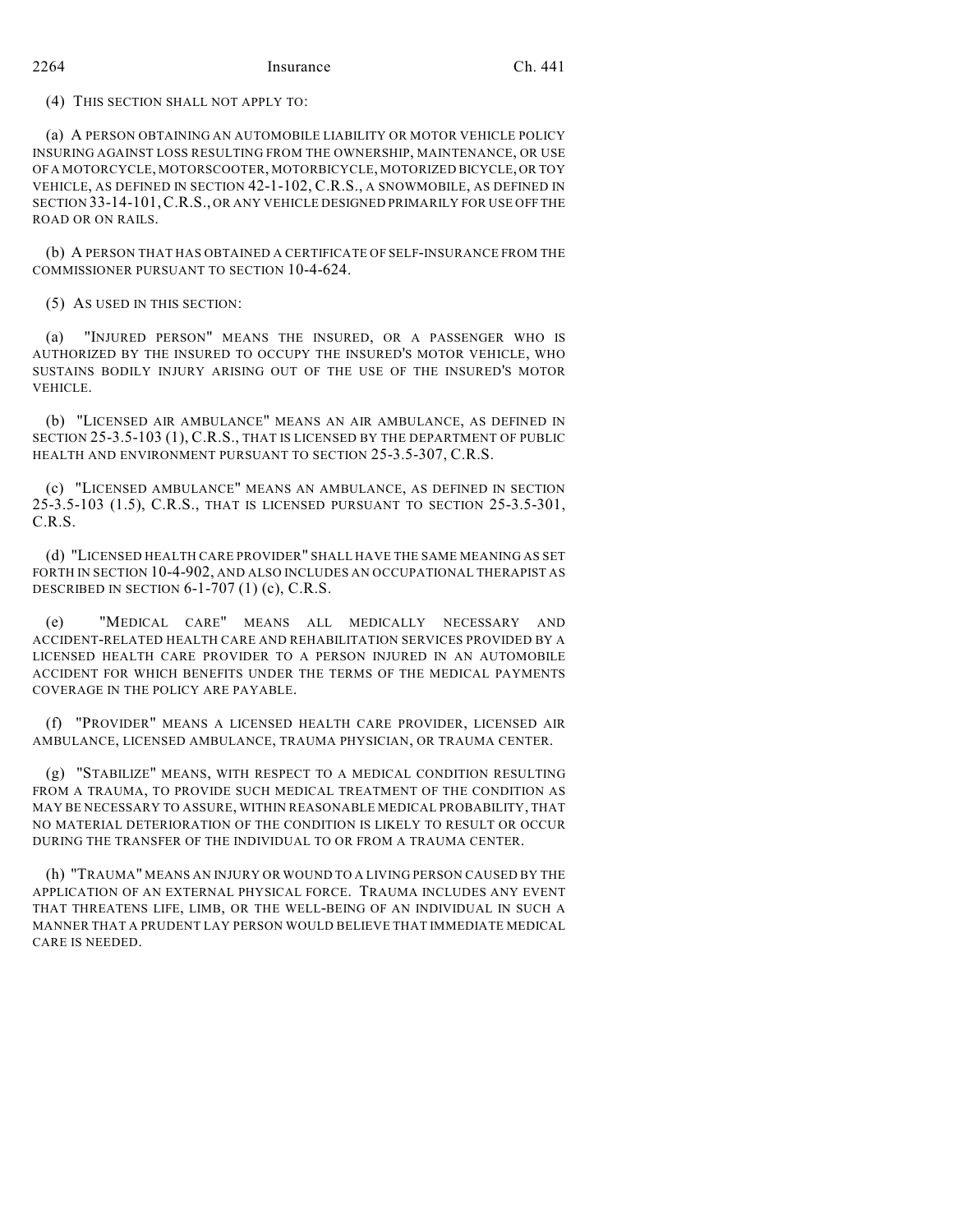(4) THIS SECTION SHALL NOT APPLY TO:

(a) A PERSON OBTAINING AN AUTOMOBILE LIABILITY OR MOTOR VEHICLE POLICY INSURING AGAINST LOSS RESULTING FROM THE OWNERSHIP, MAINTENANCE, OR USE OF A MOTORCYCLE, MOTORSCOOTER, MOTORBICYCLE, MOTORIZED BICYCLE, OR TOY VEHICLE, AS DEFINED IN SECTION 42-1-102, C.R.S., A SNOWMOBILE, AS DEFINED IN SECTION 33-14-101, C.R.S., OR ANY VEHICLE DESIGNED PRIMARILY FOR USE OFF THE ROAD OR ON RAILS.

(b) A PERSON THAT HAS OBTAINED A CERTIFICATE OF SELF-INSURANCE FROM THE COMMISSIONER PURSUANT TO SECTION 10-4-624.

(5) AS USED IN THIS SECTION:

(a) "INJURED PERSON" MEANS THE INSURED, OR A PASSENGER WHO IS AUTHORIZED BY THE INSURED TO OCCUPY THE INSURED'S MOTOR VEHICLE, WHO SUSTAINS BODILY INJURY ARISING OUT OF THE USE OF THE INSURED'S MOTOR VEHICLE.

(b) "LICENSED AIR AMBULANCE" MEANS AN AIR AMBULANCE, AS DEFINED IN SECTION 25-3.5-103 (1), C.R.S., THAT IS LICENSED BY THE DEPARTMENT OF PUBLIC HEALTH AND ENVIRONMENT PURSUANT TO SECTION 25-3.5-307, C.R.S.

(c) "LICENSED AMBULANCE" MEANS AN AMBULANCE, AS DEFINED IN SECTION 25-3.5-103 (1.5), C.R.S., THAT IS LICENSED PURSUANT TO SECTION 25-3.5-301, C.R.S.

(d) "LICENSED HEALTH CARE PROVIDER" SHALL HAVE THE SAME MEANING AS SET FORTH IN SECTION 10-4-902, AND ALSO INCLUDES AN OCCUPATIONAL THERAPIST AS DESCRIBED IN SECTION 6-1-707 (1) (c), C.R.S.

(e) "MEDICAL CARE" MEANS ALL MEDICALLY NECESSARY AND ACCIDENT-RELATED HEALTH CARE AND REHABILITATION SERVICES PROVIDED BY A LICENSED HEALTH CARE PROVIDER TO A PERSON INJURED IN AN AUTOMOBILE ACCIDENT FOR WHICH BENEFITS UNDER THE TERMS OF THE MEDICAL PAYMENTS COVERAGE IN THE POLICY ARE PAYABLE.

(f) "PROVIDER" MEANS A LICENSED HEALTH CARE PROVIDER, LICENSED AIR AMBULANCE, LICENSED AMBULANCE, TRAUMA PHYSICIAN, OR TRAUMA CENTER.

(g) "STABILIZE" MEANS, WITH RESPECT TO A MEDICAL CONDITION RESULTING FROM A TRAUMA, TO PROVIDE SUCH MEDICAL TREATMENT OF THE CONDITION AS MAY BE NECESSARY TO ASSURE, WITHIN REASONABLE MEDICAL PROBABILITY, THAT NO MATERIAL DETERIORATION OF THE CONDITION IS LIKELY TO RESULT OR OCCUR DURING THE TRANSFER OF THE INDIVIDUAL TO OR FROM A TRAUMA CENTER.

(h) "TRAUMA" MEANS AN INJURY OR WOUND TO A LIVING PERSON CAUSED BY THE APPLICATION OF AN EXTERNAL PHYSICAL FORCE. TRAUMA INCLUDES ANY EVENT THAT THREATENS LIFE, LIMB, OR THE WELL-BEING OF AN INDIVIDUAL IN SUCH A MANNER THAT A PRUDENT LAY PERSON WOULD BELIEVE THAT IMMEDIATE MEDICAL CARE IS NEEDED.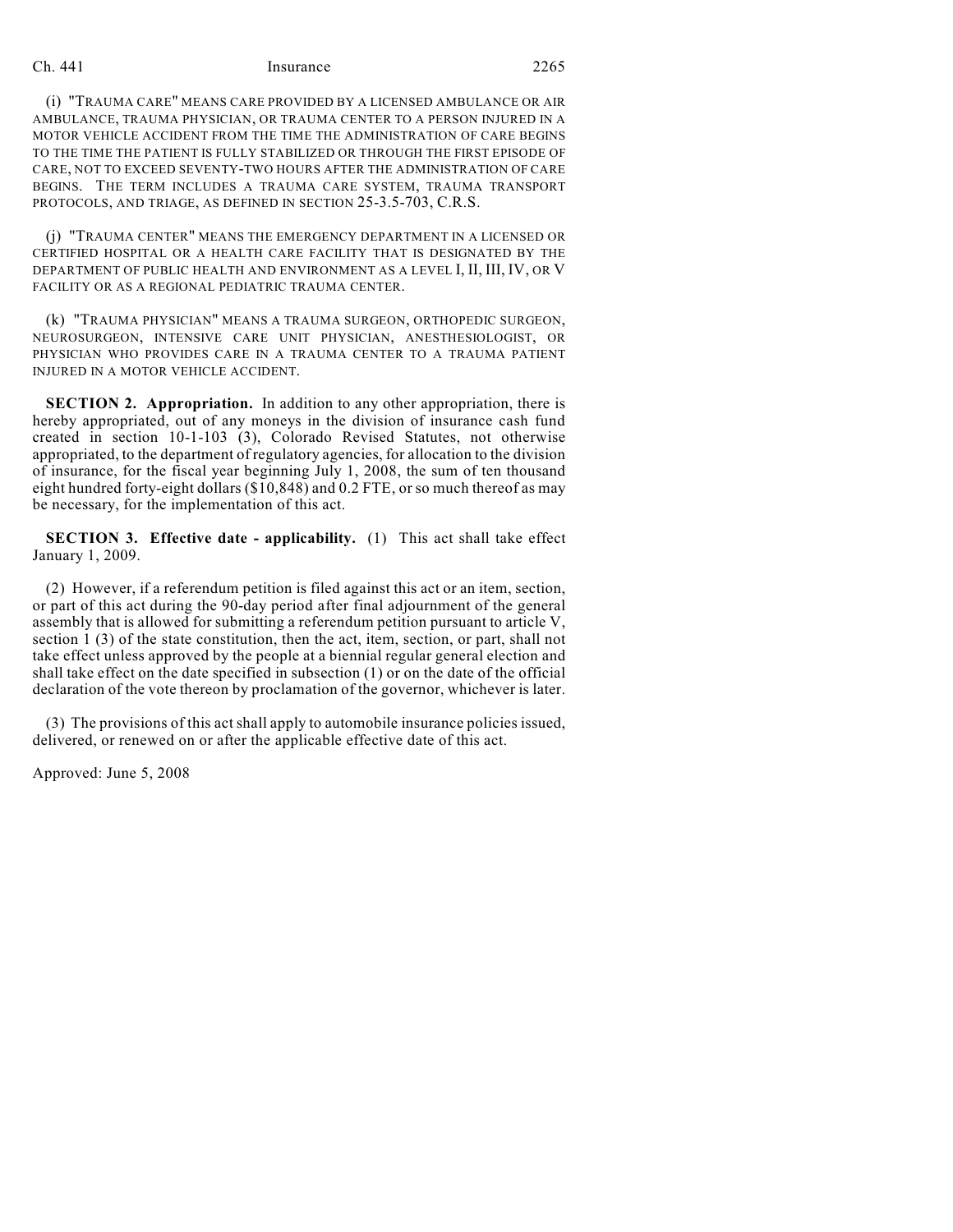(i) "TRAUMA CARE" MEANS CARE PROVIDED BY A LICENSED AMBULANCE OR AIR AMBULANCE, TRAUMA PHYSICIAN, OR TRAUMA CENTER TO A PERSON INJURED IN A MOTOR VEHICLE ACCIDENT FROM THE TIME THE ADMINISTRATION OF CARE BEGINS TO THE TIME THE PATIENT IS FULLY STABILIZED OR THROUGH THE FIRST EPISODE OF CARE, NOT TO EXCEED SEVENTY-TWO HOURS AFTER THE ADMINISTRATION OF CARE BEGINS. THE TERM INCLUDES A TRAUMA CARE SYSTEM, TRAUMA TRANSPORT PROTOCOLS, AND TRIAGE, AS DEFINED IN SECTION 25-3.5-703, C.R.S.

(j) "TRAUMA CENTER" MEANS THE EMERGENCY DEPARTMENT IN A LICENSED OR CERTIFIED HOSPITAL OR A HEALTH CARE FACILITY THAT IS DESIGNATED BY THE DEPARTMENT OF PUBLIC HEALTH AND ENVIRONMENT AS A LEVEL I, II, III, IV, OR V FACILITY OR AS A REGIONAL PEDIATRIC TRAUMA CENTER.

(k) "TRAUMA PHYSICIAN" MEANS A TRAUMA SURGEON, ORTHOPEDIC SURGEON, NEUROSURGEON, INTENSIVE CARE UNIT PHYSICIAN, ANESTHESIOLOGIST, OR PHYSICIAN WHO PROVIDES CARE IN A TRAUMA CENTER TO A TRAUMA PATIENT INJURED IN A MOTOR VEHICLE ACCIDENT.

**SECTION 2. Appropriation.** In addition to any other appropriation, there is hereby appropriated, out of any moneys in the division of insurance cash fund created in section 10-1-103 (3), Colorado Revised Statutes, not otherwise appropriated, to the department of regulatory agencies, for allocation to the division of insurance, for the fiscal year beginning July 1, 2008, the sum of ten thousand eight hundred forty-eight dollars ($10,848) and 0.2 FTE, or so much thereof as may be necessary, for the implementation of this act.

**SECTION 3. Effective date - applicability.** (1) This act shall take effect January 1, 2009.

(2) However, if a referendum petition is filed against this act or an item, section, or part of this act during the 90-day period after final adjournment of the general assembly that is allowed for submitting a referendum petition pursuant to article V, section 1 (3) of the state constitution, then the act, item, section, or part, shall not take effect unless approved by the people at a biennial regular general election and shall take effect on the date specified in subsection (1) or on the date of the official declaration of the vote thereon by proclamation of the governor, whichever is later.

(3) The provisions of this act shall apply to automobile insurance policies issued, delivered, or renewed on or after the applicable effective date of this act.

Approved: June 5, 2008